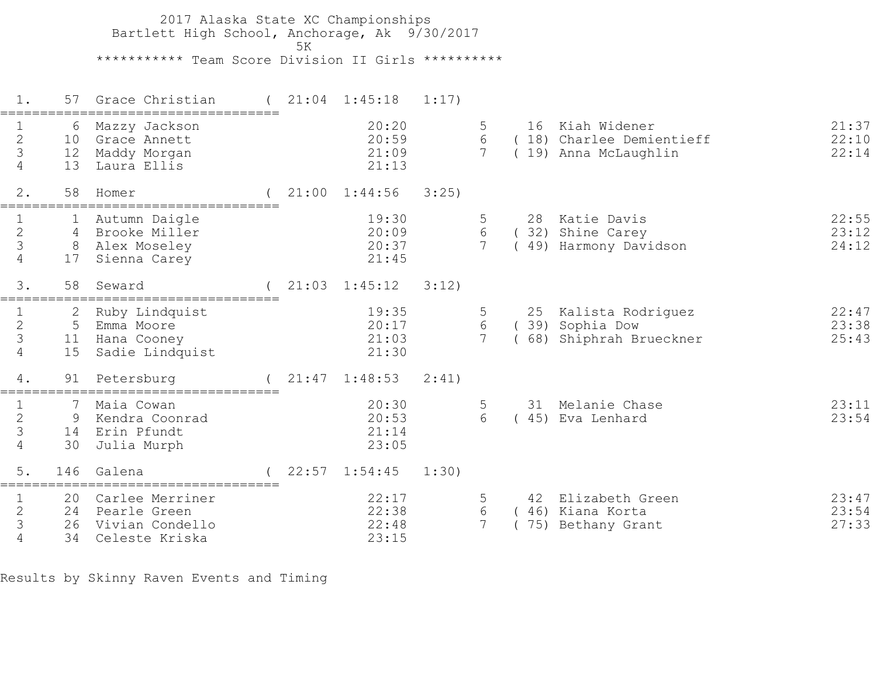# 2017 Alaska State XC Championships

Bartlett High School, Anchorage, Ak 9/30/2017

5K

## *********** Team Score Division II Girls **********

### 1. 57 Grace Christian ( 21:04 1:45:18 1:17)

| # | Place | Name | Time | # | Place | Name | Time |
|---|---|---|---|---|---|---|---|
| 1 | 6 | Mazzy Jackson | 20:20 | 5 | 16 | Kiah Widener | 21:37 |
| 2 | 10 | Grace Annett | 20:59 | 6 | (18) | Charlee Demientieff | 22:10 |
| 3 | 12 | Maddy Morgan | 21:09 | 7 | (19) | Anna McLaughlin | 22:14 |
| 4 | 13 | Laura Ellis | 21:13 | | | | |

### 2. 58 Homer ( 21:00 1:44:56 3:25)

| # | Place | Name | Time | # | Place | Name | Time |
|---|---|---|---|---|---|---|---|
| 1 | 1 | Autumn Daigle | 19:30 | 5 | 28 | Katie Davis | 22:55 |
| 2 | 4 | Brooke Miller | 20:09 | 6 | (32) | Shine Carey | 23:12 |
| 3 | 8 | Alex Moseley | 20:37 | 7 | (49) | Harmony Davidson | 24:12 |
| 4 | 17 | Sienna Carey | 21:45 | | | | |

### 3. 58 Seward ( 21:03 1:45:12 3:12)

| # | Place | Name | Time | # | Place | Name | Time |
|---|---|---|---|---|---|---|---|
| 1 | 2 | Ruby Lindquist | 19:35 | 5 | 25 | Kalista Rodriguez | 22:47 |
| 2 | 5 | Emma Moore | 20:17 | 6 | (39) | Sophia Dow | 23:38 |
| 3 | 11 | Hana Cooney | 21:03 | 7 | (68) | Shiphrah Brueckner | 25:43 |
| 4 | 15 | Sadie Lindquist | 21:30 | | | | |

### 4. 91 Petersburg ( 21:47 1:48:53 2:41)

| # | Place | Name | Time | # | Place | Name | Time |
|---|---|---|---|---|---|---|---|
| 1 | 7 | Maia Cowan | 20:30 | 5 | 31 | Melanie Chase | 23:11 |
| 2 | 9 | Kendra Coonrad | 20:53 | 6 | (45) | Eva Lenhard | 23:54 |
| 3 | 14 | Erin Pfundt | 21:14 | | | | |
| 4 | 30 | Julia Murph | 23:05 | | | | |

### 5. 146 Galena ( 22:57 1:54:45 1:30)

| # | Place | Name | Time | # | Place | Name | Time |
|---|---|---|---|---|---|---|---|
| 1 | 20 | Carlee Merriner | 22:17 | 5 | 42 | Elizabeth Green | 23:47 |
| 2 | 24 | Pearle Green | 22:38 | 6 | (46) | Kiana Korta | 23:54 |
| 3 | 26 | Vivian Condello | 22:48 | 7 | (75) | Bethany Grant | 27:33 |
| 4 | 34 | Celeste Kriska | 23:15 | | | | |

Results by Skinny Raven Events and Timing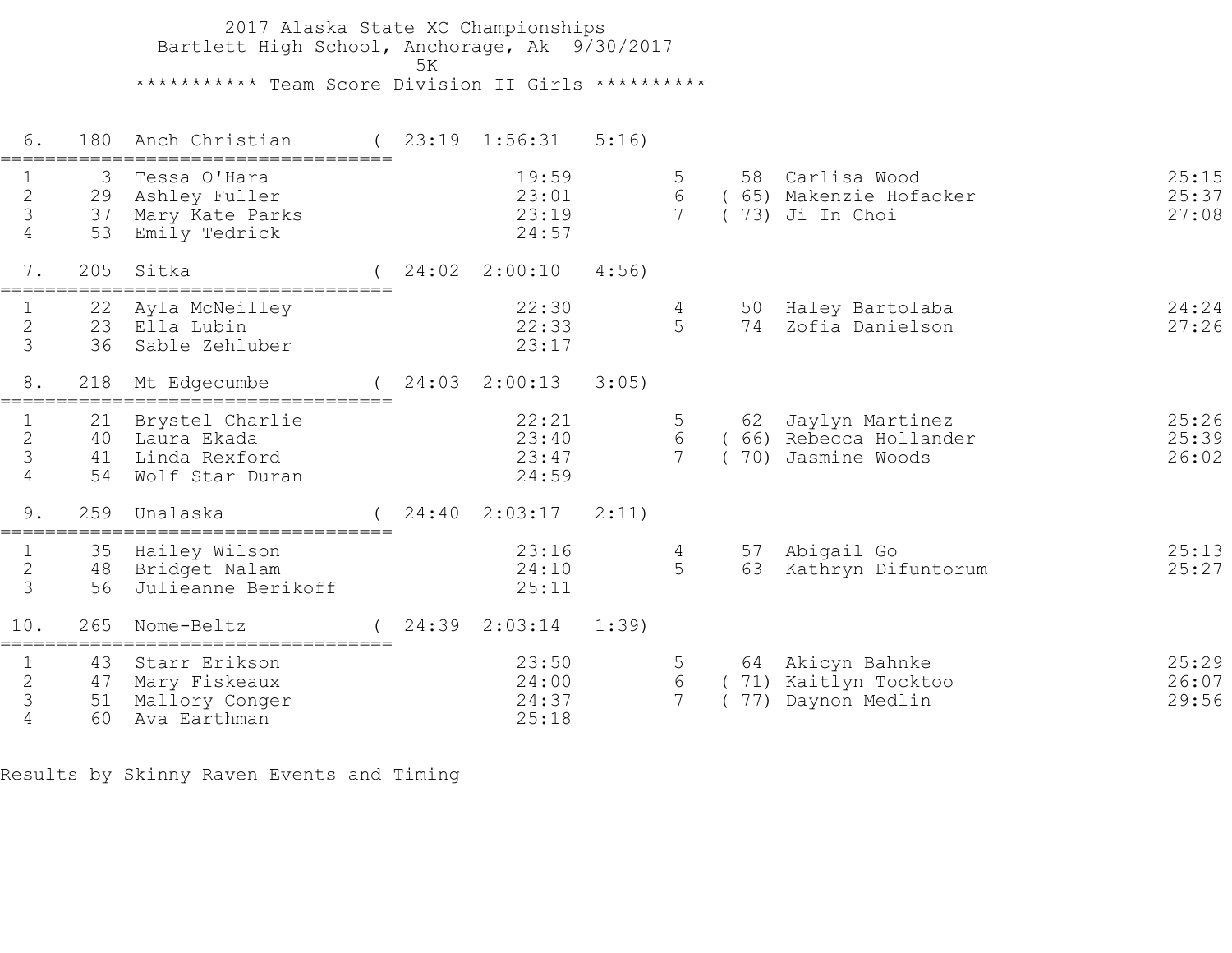2017 Alaska State XC Championships
Bartlett High School, Anchorage, Ak 9/30/2017
5K
*********** Team Score Division II Girls **********

**6. 180 Anch Christian ( 23:19 1:56:31 5:16)**

| # | Place | Name | Time | # | Place | Name | Time |
|---|---|---|---|---|---|---|---|
| 1 | 3 | Tessa O'Hara | 19:59 | 5 | 58 | Carlisa Wood | 25:15 |
| 2 | 29 | Ashley Fuller | 23:01 | 6 | (65) | Makenzie Hofacker | 25:37 |
| 3 | 37 | Mary Kate Parks | 23:19 | 7 | (73) | Ji In Choi | 27:08 |
| 4 | 53 | Emily Tedrick | 24:57 | | | | |

**7. 205 Sitka ( 24:02 2:00:10 4:56)**

| # | Place | Name | Time | # | Place | Name | Time |
|---|---|---|---|---|---|---|---|
| 1 | 22 | Ayla McNeilley | 22:30 | 4 | 50 | Haley Bartolaba | 24:24 |
| 2 | 23 | Ella Lubin | 22:33 | 5 | 74 | Zofia Danielson | 27:26 |
| 3 | 36 | Sable Zehluber | 23:17 | | | | |

**8. 218 Mt Edgecumbe ( 24:03 2:00:13 3:05)**

| # | Place | Name | Time | # | Place | Name | Time |
|---|---|---|---|---|---|---|---|
| 1 | 21 | Brystel Charlie | 22:21 | 5 | 62 | Jaylyn Martinez | 25:26 |
| 2 | 40 | Laura Ekada | 23:40 | 6 | (66) | Rebecca Hollander | 25:39 |
| 3 | 41 | Linda Rexford | 23:47 | 7 | (70) | Jasmine Woods | 26:02 |
| 4 | 54 | Wolf Star Duran | 24:59 | | | | |

**9. 259 Unalaska ( 24:40 2:03:17 2:11)**

| # | Place | Name | Time | # | Place | Name | Time |
|---|---|---|---|---|---|---|---|
| 1 | 35 | Hailey Wilson | 23:16 | 4 | 57 | Abigail Go | 25:13 |
| 2 | 48 | Bridget Nalam | 24:10 | 5 | 63 | Kathryn Difuntorum | 25:27 |
| 3 | 56 | Julieanne Berikoff | 25:11 | | | | |

**10. 265 Nome-Beltz ( 24:39 2:03:14 1:39)**

| # | Place | Name | Time | # | Place | Name | Time |
|---|---|---|---|---|---|---|---|
| 1 | 43 | Starr Erikson | 23:50 | 5 | 64 | Akicyn Bahnke | 25:29 |
| 2 | 47 | Mary Fiskeaux | 24:00 | 6 | (71) | Kaitlyn Tocktoo | 26:07 |
| 3 | 51 | Mallory Conger | 24:37 | 7 | (77) | Daynon Medlin | 29:56 |
| 4 | 60 | Ava Earthman | 25:18 | | | | |

Results by Skinny Raven Events and Timing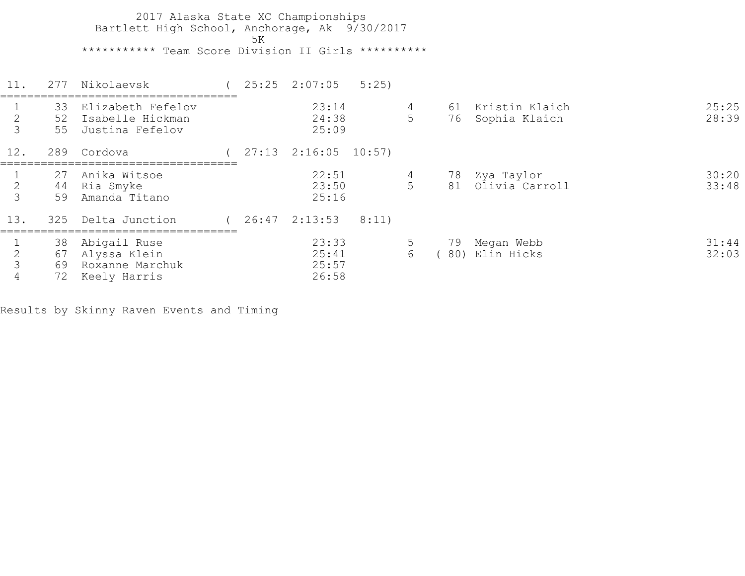2017 Alaska State XC Championships
Bartlett High School, Anchorage, Ak 9/30/2017
5K

*********** Team Score Division II Girls **********

**11. 277 Nikolaevsk ( 25:25 2:07:05 5:25)**

| | | | | | | | |
|---|---|---|---|---|---|---|---|
| 1 | 33 | Elizabeth Fefelov | 23:14 | 4 | 61 | Kristin Klaich | 25:25 |
| 2 | 52 | Isabelle Hickman | 24:38 | 5 | 76 | Sophia Klaich | 28:39 |
| 3 | 55 | Justina Fefelov | 25:09 | | | | |

**12. 289 Cordova ( 27:13 2:16:05 10:57)**

| | | | | | | | |
|---|---|---|---|---|---|---|---|
| 1 | 27 | Anika Witsoe | 22:51 | 4 | 78 | Zya Taylor | 30:20 |
| 2 | 44 | Ria Smyke | 23:50 | 5 | 81 | Olivia Carroll | 33:48 |
| 3 | 59 | Amanda Titano | 25:16 | | | | |

**13. 325 Delta Junction ( 26:47 2:13:53 8:11)**

| | | | | | | | |
|---|---|---|---|---|---|---|---|
| 1 | 38 | Abigail Ruse | 23:33 | 5 | 79 | Megan Webb | 31:44 |
| 2 | 67 | Alyssa Klein | 25:41 | 6 | (80) | Elin Hicks | 32:03 |
| 3 | 69 | Roxanne Marchuk | 25:57 | | | | |
| 4 | 72 | Keely Harris | 26:58 | | | | |

Results by Skinny Raven Events and Timing